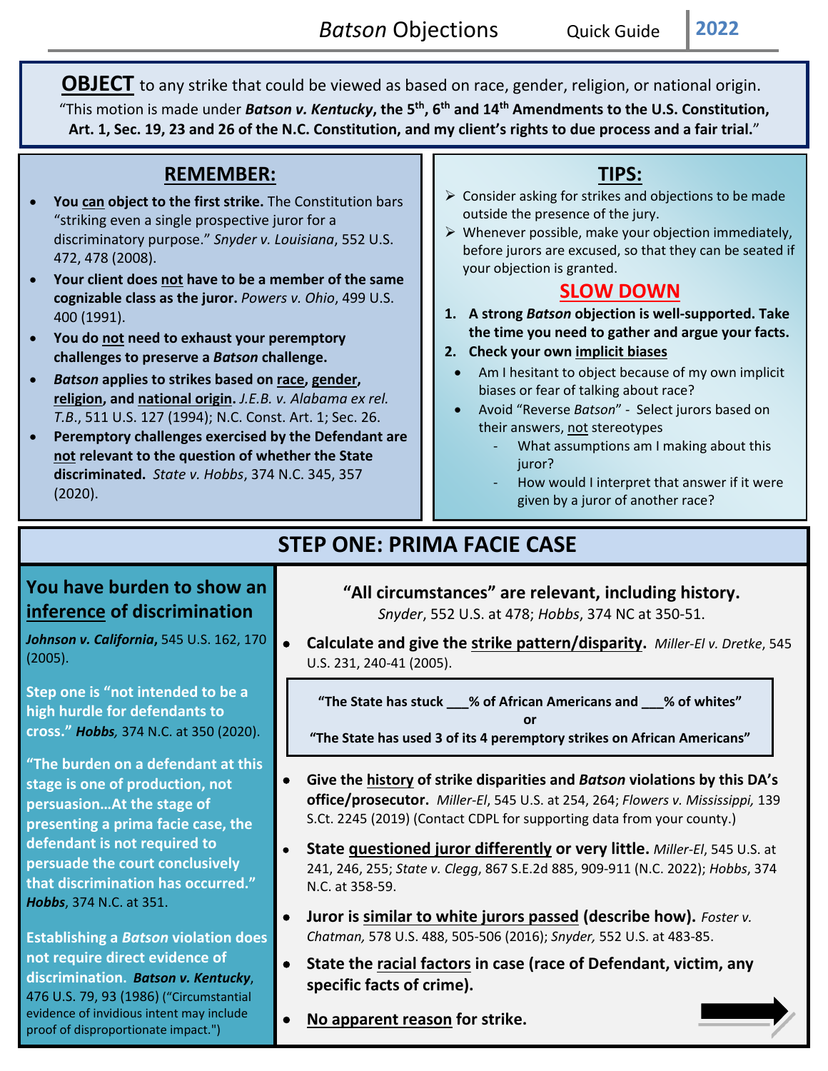# *Batson* Objections Quick Guide 2022

**OBJECT** to any strike that could be viewed as based on race, gender, religion, or national origin.

"This motion is made under ***Batson v. Kentucky*, the 5th, 6th and 14th Amendments to the U.S. Constitution, Art. 1, Sec. 19, 23 and 26 of the N.C. Constitution, and my client's rights to due process and a fair trial.**"

## REMEMBER:

- **You can object to the first strike.** The Constitution bars "striking even a single prospective juror for a discriminatory purpose." *Snyder v. Louisiana*, 552 U.S. 472, 478 (2008).
- **Your client does not have to be a member of the same cognizable class as the juror.** *Powers v. Ohio*, 499 U.S. 400 (1991).
- **You do not need to exhaust your peremptory challenges to preserve a *Batson* challenge.**
- ***Batson* applies to strikes based on race, gender, religion, and national origin.** *J.E.B. v. Alabama ex rel. T.B.*, 511 U.S. 127 (1994); N.C. Const. Art. 1; Sec. 26.
- **Peremptory challenges exercised by the Defendant are not relevant to the question of whether the State discriminated.** *State v. Hobbs*, 374 N.C. 345, 357 (2020).

## TIPS:

- Consider asking for strikes and objections to be made outside the presence of the jury.
- Whenever possible, make your objection immediately, before jurors are excused, so that they can be seated if your objection is granted.

### SLOW DOWN

1. **A strong *Batson* objection is well-supported. Take the time you need to gather and argue your facts.**
2. **Check your own implicit biases**
   - Am I hesitant to object because of my own implicit biases or fear of talking about race?
   - Avoid "Reverse *Batson*" - Select jurors based on their answers, not stereotypes
     - What assumptions am I making about this juror?
     - How would I interpret that answer if it were given by a juror of another race?

## STEP ONE: PRIMA FACIE CASE

**You have burden to show an inference of discrimination**

***Johnson v. California***, 545 U.S. 162, 170 (2005).

**Step one is "not intended to be a high hurdle for defendants to cross."** ***Hobbs,*** 374 N.C. at 350 (2020).

**"The burden on a defendant at this stage is one of production, not persuasion…At the stage of presenting a prima facie case, the defendant is not required to persuade the court conclusively that discrimination has occurred."** ***Hobbs***, 374 N.C. at 351.

**Establishing a *Batson* violation does not require direct evidence of discrimination.** ***Batson v. Kentucky***, 476 U.S. 79, 93 (1986) ("Circumstantial evidence of invidious intent may include proof of disproportionate impact.")

**"All circumstances" are relevant, including history.**
*Snyder*, 552 U.S. at 478; *Hobbs*, 374 NC at 350-51.

- **Calculate and give the strike pattern/disparity.** *Miller-El v. Dretke*, 545 U.S. 231, 240-41 (2005).

> **"The State has stuck ___% of African Americans and ___% of whites"**
> **or**
> **"The State has used 3 of its 4 peremptory strikes on African Americans"**

- **Give the history of strike disparities and *Batson* violations by this DA's office/prosecutor.** *Miller-El*, 545 U.S. at 254, 264; *Flowers v. Mississippi,* 139 S.Ct. 2245 (2019) (Contact CDPL for supporting data from your county.)
- **State questioned juror differently or very little.** *Miller-El*, 545 U.S. at 241, 246, 255; *State v. Clegg*, 867 S.E.2d 885, 909-911 (N.C. 2022); *Hobbs*, 374 N.C. at 358-59.
- **Juror is similar to white jurors passed (describe how).** *Foster v. Chatman,* 578 U.S. 488, 505-506 (2016); *Snyder,* 552 U.S. at 483-85.
- **State the racial factors in case (race of Defendant, victim, any specific facts of crime).**
- **No apparent reason for strike.**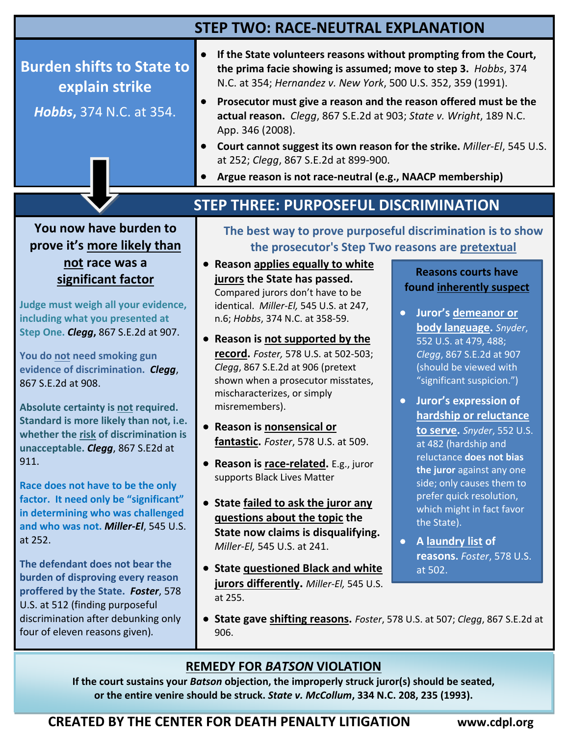## STEP TWO: RACE-NEUTRAL EXPLANATION

**Burden shifts to State to explain strike**

***Hobbs***, 374 N.C. at 354.

- **If the State volunteers reasons without prompting from the Court, the prima facie showing is assumed; move to step 3.** *Hobbs*, 374 N.C. at 354; *Hernandez v. New York*, 500 U.S. 352, 359 (1991).
- **Prosecutor must give a reason and the reason offered must be the actual reason.** *Clegg*, 867 S.E.2d at 903; *State v. Wright*, 189 N.C. App. 346 (2008).
- **Court cannot suggest its own reason for the strike.** *Miller-El*, 545 U.S. at 252; *Clegg*, 867 S.E.2d at 899-900.
- **Argue reason is not race-neutral (e.g., NAACP membership)**

## STEP THREE: PURPOSEFUL DISCRIMINATION

**You now have burden to prove it's more likely than not race was a significant factor**

**Judge must weigh all your evidence, including what you presented at Step One.** ***Clegg***, 867 S.E.2d at 907.

**You do not need smoking gun evidence of discrimination.** ***Clegg***, 867 S.E.2d at 908.

**Absolute certainty is not required. Standard is more likely than not, i.e. whether the risk of discrimination is unacceptable.** ***Clegg***, 867 S.E2d at 911.

**Race does not have to be the only factor. It need only be "significant" in determining who was challenged and who was not.** ***Miller-El***, 545 U.S. at 252.

**The defendant does not bear the burden of disproving every reason proffered by the State.** ***Foster***, 578 U.S. at 512 (finding purposeful discrimination after debunking only four of eleven reasons given).

**The best way to prove purposeful discrimination is to show the prosecutor's Step Two reasons are pretextual**

- **Reason applies equally to white jurors the State has passed.** Compared jurors don't have to be identical. *Miller-El,* 545 U.S. at 247, n.6; *Hobbs*, 374 N.C. at 358-59.
- **Reason is not supported by the record.** *Foster,* 578 U.S. at 502-503; *Clegg*, 867 S.E.2d at 906 (pretext shown when a prosecutor misstates, mischaracterizes, or simply misremembers).
- **Reason is nonsensical or fantastic.** *Foster*, 578 U.S. at 509.
- **Reason is race-related.** E.g., juror supports Black Lives Matter
- **State failed to ask the juror any questions about the topic the State now claims is disqualifying.** *Miller-El,* 545 U.S. at 241.
- **State questioned Black and white jurors differently.** *Miller-El,* 545 U.S. at 255.
- **State gave shifting reasons.** *Foster*, 578 U.S. at 507; *Clegg*, 867 S.E.2d at 906.

**Reasons courts have found inherently suspect**

- **Juror's demeanor or body language.** *Snyder*, 552 U.S. at 479, 488; *Clegg*, 867 S.E.2d at 907 (should be viewed with "significant suspicion.")
- **Juror's expression of hardship or reluctance to serve.** *Snyder*, 552 U.S. at 482 (hardship and reluctance **does not bias the juror** against any one side; only causes them to prefer quick resolution, which might in fact favor the State).
- **A laundry list of reasons.** *Foster*, 578 U.S. at 502.

## REMEDY FOR *BATSON* VIOLATION

**If the court sustains your *Batson* objection, the improperly struck juror(s) should be seated, or the entire venire should be struck. *State v. McCollum*, 334 N.C. 208, 235 (1993).**

**CREATED BY THE CENTER FOR DEATH PENALTY LITIGATION** **www.cdpl.org**